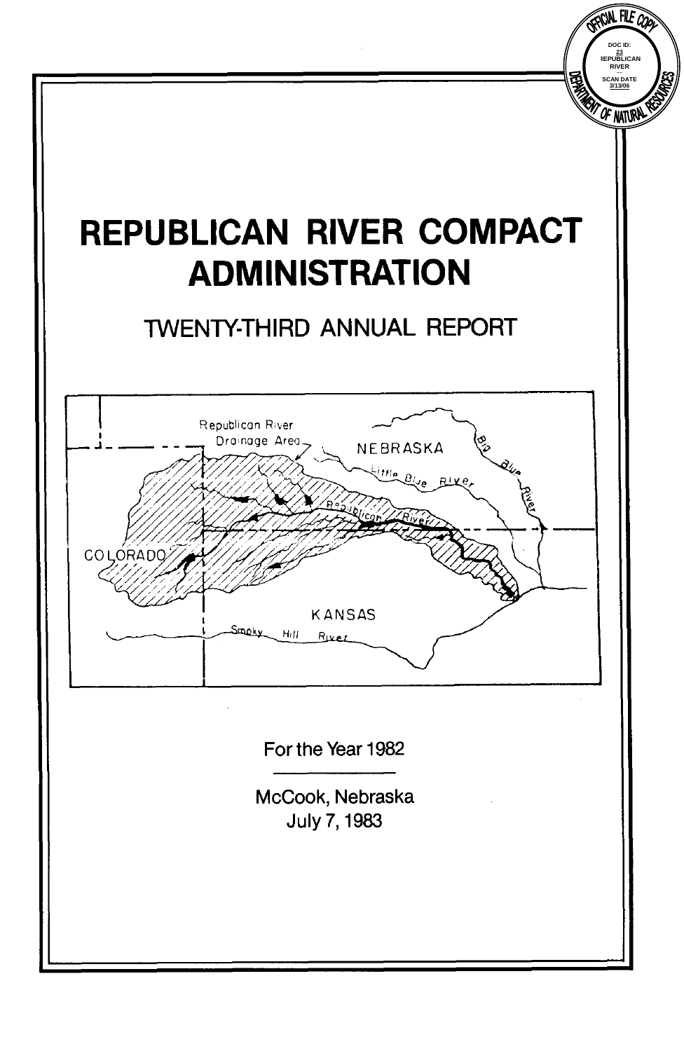# REPUBLICAN RIVER COMPACT ADMINISTRATION

## TWENTY-THIRD ANNUAL REPORT

For the Year 1982

McCook, Nebraska
July 7, 1983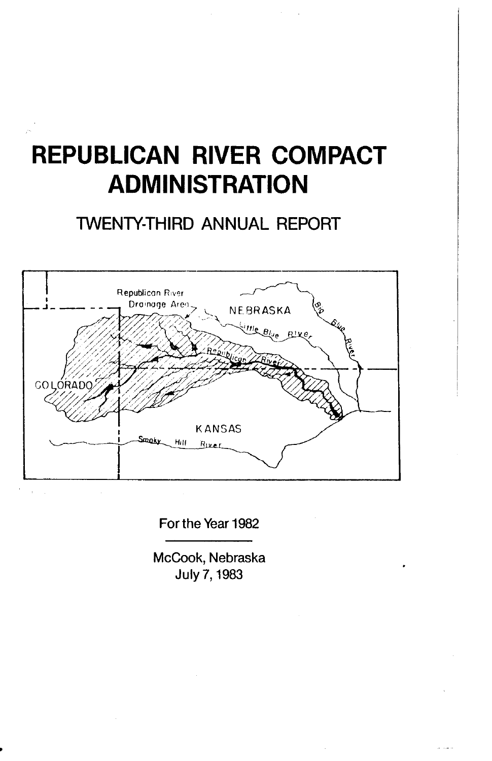# REPUBLICAN RIVER COMPACT ADMINISTRATION

## TWENTY-THIRD ANNUAL REPORT

For the Year 1982

McCook, Nebraska
July 7, 1983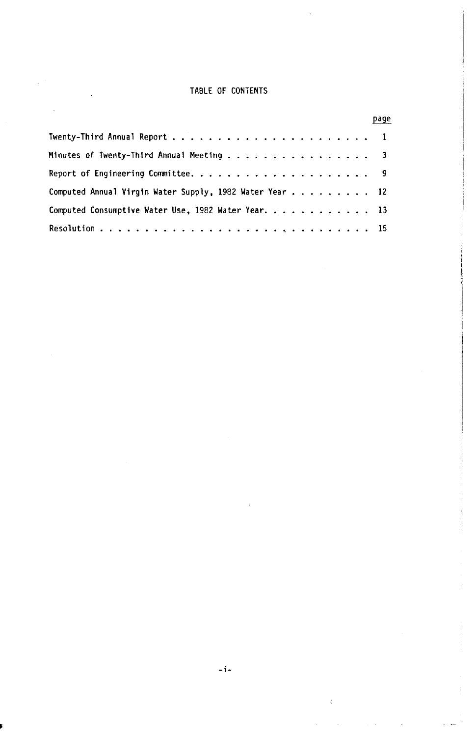# TABLE OF CONTENTS

| | page |
|---|---|
| Twenty-Third Annual Report | 1 |
| Minutes of Twenty-Third Annual Meeting | 3 |
| Report of Engineering Committee | 9 |
| Computed Annual Virgin Water Supply, 1982 Water Year | 12 |
| Computed Consumptive Water Use, 1982 Water Year | 13 |
| Resolution | 15 |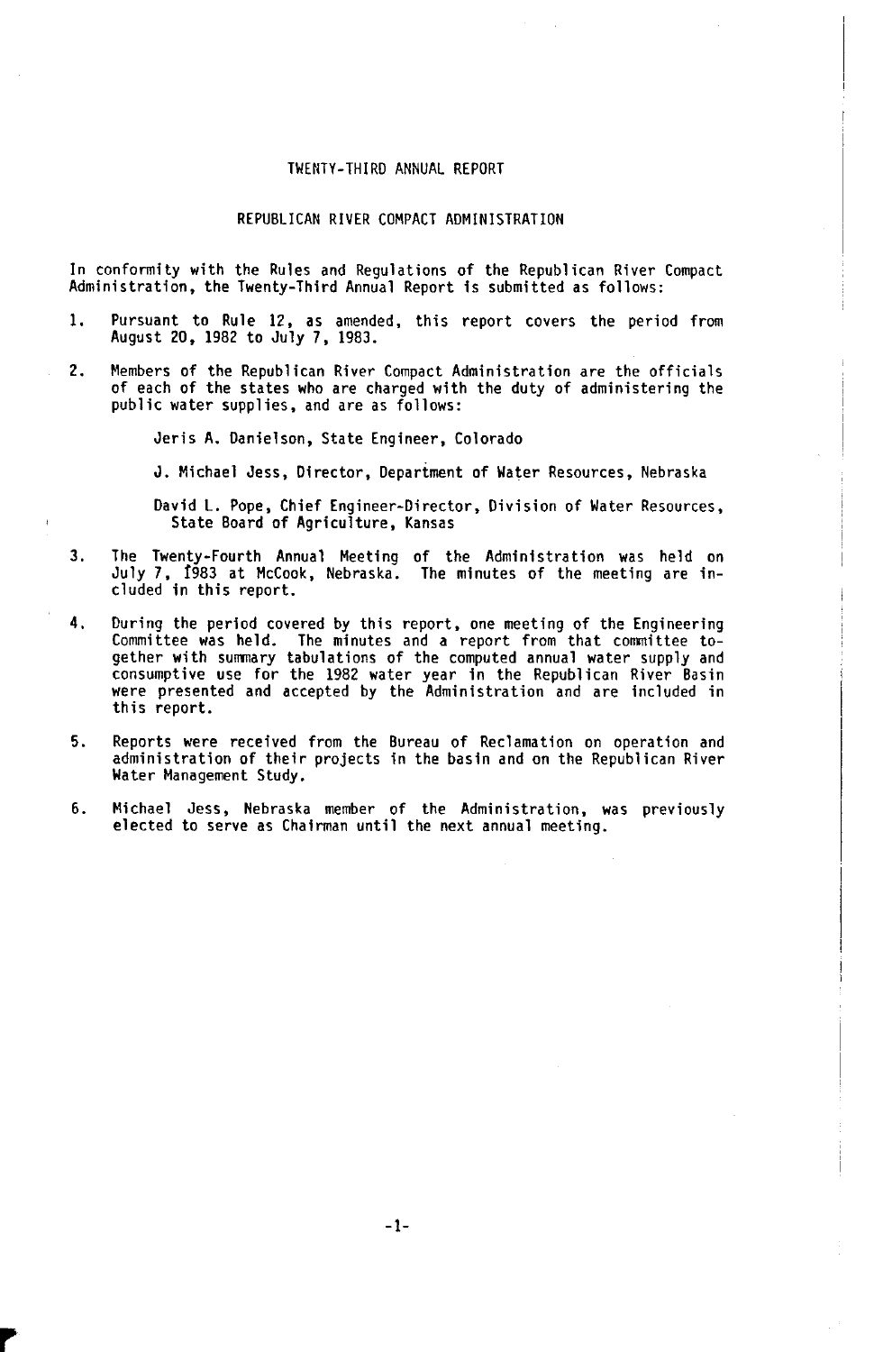# TWENTY-THIRD ANNUAL REPORT

## REPUBLICAN RIVER COMPACT ADMINISTRATION

In conformity with the Rules and Regulations of the Republican River Compact Administration, the Twenty-Third Annual Report is submitted as follows:

1. Pursuant to Rule 12, as amended, this report covers the period from August 20, 1982 to July 7, 1983.

2. Members of the Republican River Compact Administration are the officials of each of the states who are charged with the duty of administering the public water supplies, and are as follows:

   Jeris A. Danielson, State Engineer, Colorado

   J. Michael Jess, Director, Department of Water Resources, Nebraska

   David L. Pope, Chief Engineer-Director, Division of Water Resources, State Board of Agriculture, Kansas

3. The Twenty-Fourth Annual Meeting of the Administration was held on July 7, 1983 at McCook, Nebraska. The minutes of the meeting are included in this report.

4. During the period covered by this report, one meeting of the Engineering Committee was held. The minutes and a report from that committee together with summary tabulations of the computed annual water supply and consumptive use for the 1982 water year in the Republican River Basin were presented and accepted by the Administration and are included in this report.

5. Reports were received from the Bureau of Reclamation on operation and administration of their projects in the basin and on the Republican River Water Management Study.

6. Michael Jess, Nebraska member of the Administration, was previously elected to serve as Chairman until the next annual meeting.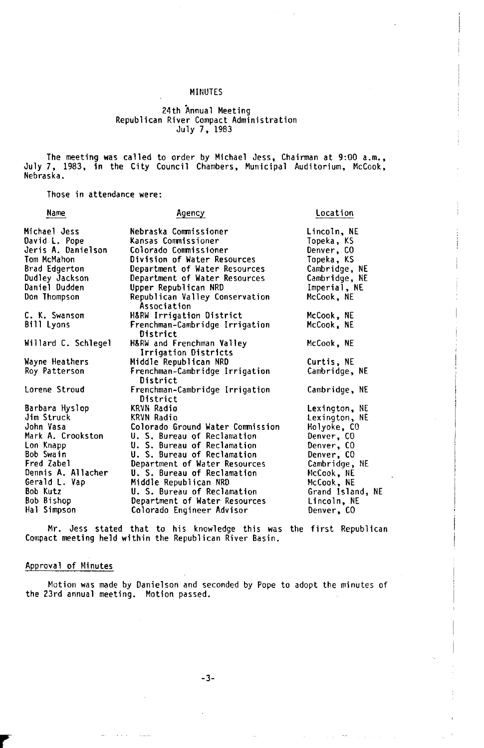# MINUTES

## 24th Annual Meeting
## Republican River Compact Administration
## July 7, 1983

The meeting was called to order by Michael Jess, Chairman at 9:00 a.m., July 7, 1983, in the City Council Chambers, Municipal Auditorium, McCook, Nebraska.

Those in attendance were:

| Name | Agency | Location |
|---|---|---|
| Michael Jess | Nebraska Commissioner | Lincoln, NE |
| David L. Pope | Kansas Commissioner | Topeka, KS |
| Jeris A. Danielson | Colorado Commissioner | Denver, CO |
| Tom McMahon | Division of Water Resources | Topeka, KS |
| Brad Edgerton | Department of Water Resources | Cambridge, NE |
| Dudley Jackson | Department of Water Resources | Cambridge, NE |
| Daniel Dudden | Upper Republican NRD | Imperial, NE |
| Don Thompson | Republican Valley Conservation Association | McCook, NE |
| C. K. Swanson | H&RW Irrigation District | McCook, NE |
| Bill Lyons | Frenchman-Cambridge Irrigation District | McCook, NE |
| Willard C. Schlegel | H&RW and Frenchman Valley Irrigation Districts | McCook, NE |
| Wayne Heathers | Middle Republican NRD | Curtis, NE |
| Roy Patterson | Frenchman-Cambridge Irrigation District | Cambridge, NE |
| Lorene Stroud | Frenchman-Cambridge Irrigation District | Cambridge, NE |
| Barbara Hyslop | KRVN Radio | Lexington, NE |
| Jim Struck | KRVN Radio | Lexington, NE |
| John Vasa | Colorado Ground Water Commission | Holyoke, CO |
| Mark A. Crookston | U. S. Bureau of Reclamation | Denver, CO |
| Lon Knapp | U. S. Bureau of Reclamation | Denver, CO |
| Bob Swain | U. S. Bureau of Reclamation | Denver, CO |
| Fred Zabel | Department of Water Resources | Cambridge, NE |
| Dennis A. Allacher | U. S. Bureau of Reclamation | McCook, NE |
| Gerald L. Vap | Middle Republican NRD | McCook, NE |
| Bob Kutz | U. S. Bureau of Reclamation | Grand Island, NE |
| Bob Bishop | Department of Water Resources | Lincoln, NE |
| Hal Simpson | Colorado Engineer Advisor | Denver, CO |

Mr. Jess stated that to his knowledge this was the first Republican Compact meeting held within the Republican River Basin.

### Approval of Minutes

Motion was made by Danielson and seconded by Pope to adopt the minutes of the 23rd annual meeting. Motion passed.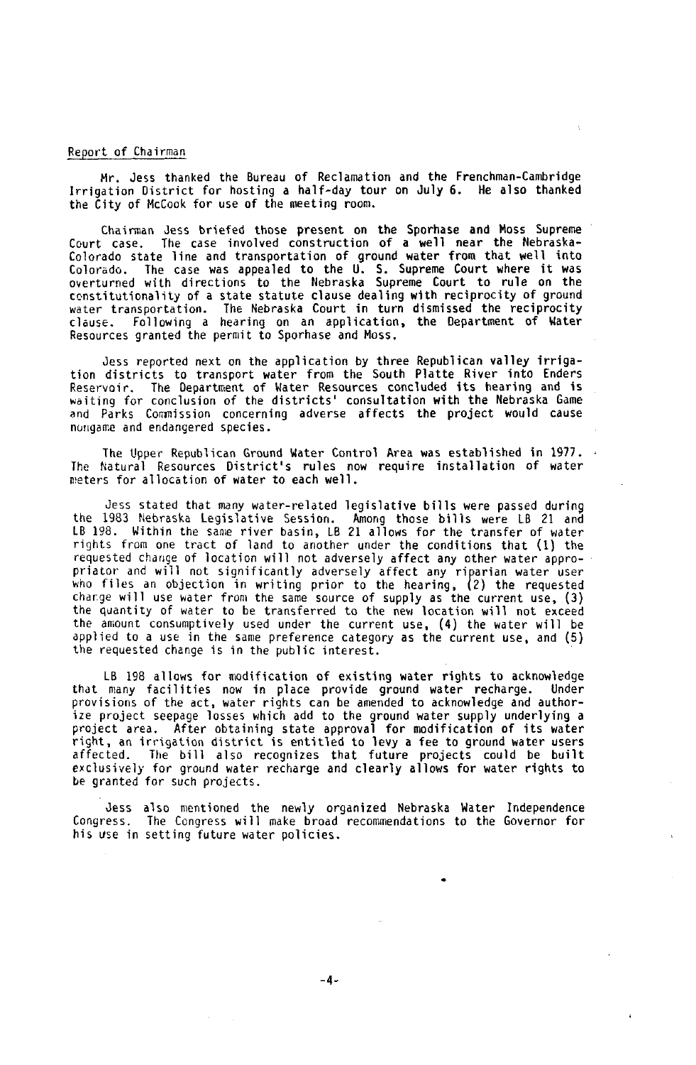Report of Chairman

Mr. Jess thanked the Bureau of Reclamation and the Frenchman-Cambridge Irrigation District for hosting a half-day tour on July 6. He also thanked the City of McCook for use of the meeting room.

Chairman Jess briefed those present on the Sporhase and Moss Supreme Court case. The case involved construction of a well near the Nebraska-Colorado state line and transportation of ground water from that well into Colorado. The case was appealed to the U. S. Supreme Court where it was overturned with directions to the Nebraska Supreme Court to rule on the constitutionality of a state statute clause dealing with reciprocity of ground water transportation. The Nebraska Court in turn dismissed the reciprocity clause. Following a hearing on an application, the Department of Water Resources granted the permit to Sporhase and Moss.

Jess reported next on the application by three Republican valley irrigation districts to transport water from the South Platte River into Enders Reservoir. The Department of Water Resources concluded its hearing and is waiting for conclusion of the districts' consultation with the Nebraska Game and Parks Commission concerning adverse affects the project would cause nongame and endangered species.

The Upper Republican Ground Water Control Area was established in 1977. The Natural Resources District's rules now require installation of water meters for allocation of water to each well.

Jess stated that many water-related legislative bills were passed during the 1983 Nebraska Legislative Session. Among those bills were LB 21 and LB 198. Within the same river basin, LB 21 allows for the transfer of water rights from one tract of land to another under the conditions that (1) the requested change of location will not adversely affect any other water appropriator and will not significantly adversely affect any riparian water user who files an objection in writing prior to the hearing, (2) the requested change will use water from the same source of supply as the current use, (3) the quantity of water to be transferred to the new location will not exceed the amount consumptively used under the current use, (4) the water will be applied to a use in the same preference category as the current use, and (5) the requested change is in the public interest.

LB 198 allows for modification of existing water rights to acknowledge that many facilities now in place provide ground water recharge. Under provisions of the act, water rights can be amended to acknowledge and authorize project seepage losses which add to the ground water supply underlying a project area. After obtaining state approval for modification of its water right, an irrigation district is entitled to levy a fee to ground water users affected. The bill also recognizes that future projects could be built exclusively for ground water recharge and clearly allows for water rights to be granted for such projects.

Jess also mentioned the newly organized Nebraska Water Independence Congress. The Congress will make broad recommendations to the Governor for his use in setting future water policies.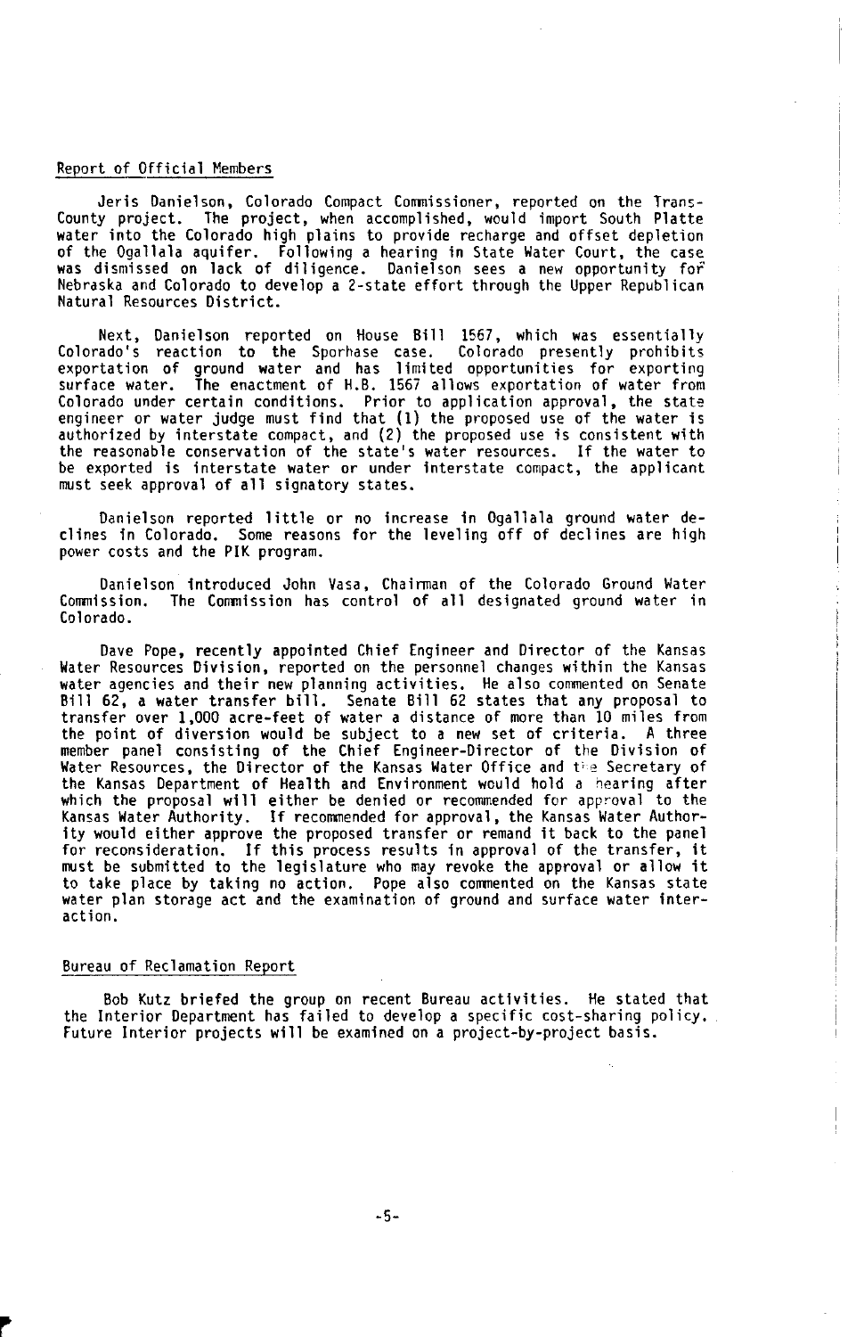## Report of Official Members

Jeris Danielson, Colorado Compact Commissioner, reported on the Trans-County project. The project, when accomplished, would import South Platte water into the Colorado high plains to provide recharge and offset depletion of the Ogallala aquifer. Following a hearing in State Water Court, the case was dismissed on lack of diligence. Danielson sees a new opportunity for Nebraska and Colorado to develop a 2-state effort through the Upper Republican Natural Resources District.

Next, Danielson reported on House Bill 1567, which was essentially Colorado's reaction to the Sporhase case. Colorado presently prohibits exportation of ground water and has limited opportunities for exporting surface water. The enactment of H.B. 1567 allows exportation of water from Colorado under certain conditions. Prior to application approval, the state engineer or water judge must find that (1) the proposed use of the water is authorized by interstate compact, and (2) the proposed use is consistent with the reasonable conservation of the state's water resources. If the water to be exported is interstate water or under interstate compact, the applicant must seek approval of all signatory states.

Danielson reported little or no increase in Ogallala ground water declines in Colorado. Some reasons for the leveling off of declines are high power costs and the PIK program.

Danielson introduced John Vasa, Chairman of the Colorado Ground Water Commission. The Commission has control of all designated ground water in Colorado.

Dave Pope, recently appointed Chief Engineer and Director of the Kansas Water Resources Division, reported on the personnel changes within the Kansas water agencies and their new planning activities. He also commented on Senate Bill 62, a water transfer bill. Senate Bill 62 states that any proposal to transfer over 1,000 acre-feet of water a distance of more than 10 miles from the point of diversion would be subject to a new set of criteria. A three member panel consisting of the Chief Engineer-Director of the Division of Water Resources, the Director of the Kansas Water Office and the Secretary of the Kansas Department of Health and Environment would hold a hearing after which the proposal will either be denied or recommended for approval to the Kansas Water Authority. If recommended for approval, the Kansas Water Authority would either approve the proposed transfer or remand it back to the panel for reconsideration. If this process results in approval of the transfer, it must be submitted to the legislature who may revoke the approval or allow it to take place by taking no action. Pope also commented on the Kansas state water plan storage act and the examination of ground and surface water interaction.

## Bureau of Reclamation Report

Bob Kutz briefed the group on recent Bureau activities. He stated that the Interior Department has failed to develop a specific cost-sharing policy. Future Interior projects will be examined on a project-by-project basis.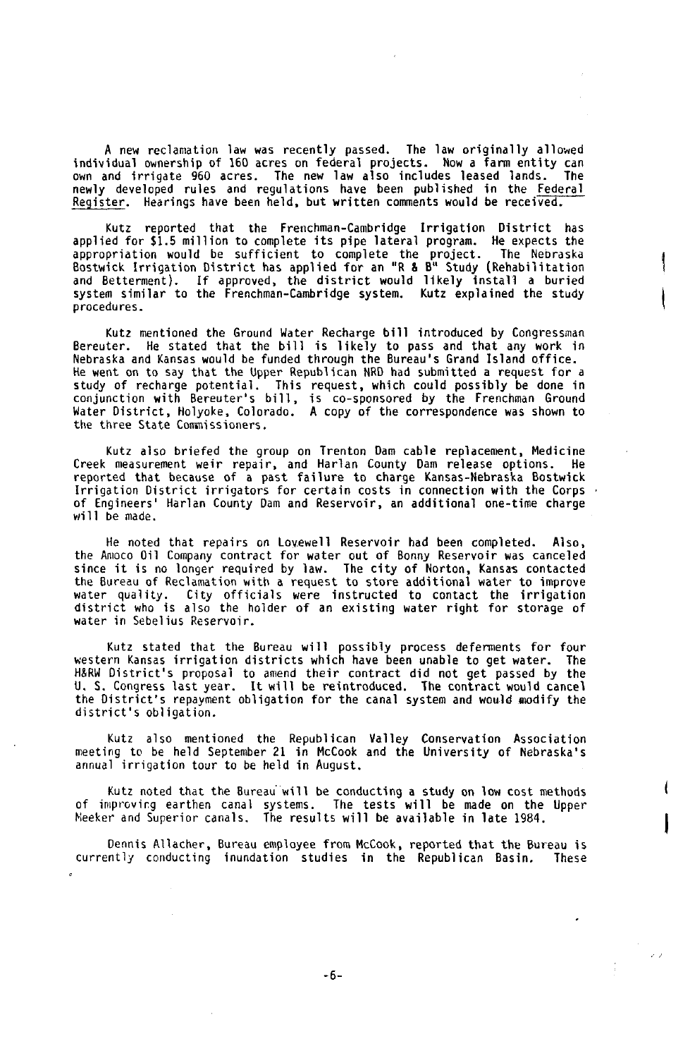A new reclamation law was recently passed. The law originally allowed individual ownership of 160 acres on federal projects. Now a farm entity can own and irrigate 960 acres. The new law also includes leased lands. The newly developed rules and regulations have been published in the Federal Register. Hearings have been held, but written comments would be received.

Kutz reported that the Frenchman-Cambridge Irrigation District has applied for $1.5 million to complete its pipe lateral program. He expects the appropriation would be sufficient to complete the project. The Nebraska Bostwick Irrigation District has applied for an "R & B" Study (Rehabilitation and Betterment). If approved, the district would likely install a buried system similar to the Frenchman-Cambridge system. Kutz explained the study procedures.

Kutz mentioned the Ground Water Recharge bill introduced by Congressman Bereuter. He stated that the bill is likely to pass and that any work in Nebraska and Kansas would be funded through the Bureau's Grand Island office. He went on to say that the Upper Republican NRD had submitted a request for a study of recharge potential. This request, which could possibly be done in conjunction with Bereuter's bill, is co-sponsored by the Frenchman Ground Water District, Holyoke, Colorado. A copy of the correspondence was shown to the three State Commissioners.

Kutz also briefed the group on Trenton Dam cable replacement, Medicine Creek measurement weir repair, and Harlan County Dam release options. He reported that because of a past failure to charge Kansas-Nebraska Bostwick Irrigation District irrigators for certain costs in connection with the Corps of Engineers' Harlan County Dam and Reservoir, an additional one-time charge will be made.

He noted that repairs on Lovewell Reservoir had been completed. Also, the Amoco Oil Company contract for water out of Bonny Reservoir was canceled since it is no longer required by law. The city of Norton, Kansas contacted the Bureau of Reclamation with a request to store additional water to improve water quality. City officials were instructed to contact the irrigation district who is also the holder of an existing water right for storage of water in Sebelius Reservoir.

Kutz stated that the Bureau will possibly process deferments for four western Kansas irrigation districts which have been unable to get water. The H&RW District's proposal to amend their contract did not get passed by the U. S. Congress last year. It will be reintroduced. The contract would cancel the District's repayment obligation for the canal system and would modify the district's obligation.

Kutz also mentioned the Republican Valley Conservation Association meeting to be held September 21 in McCook and the University of Nebraska's annual irrigation tour to be held in August.

Kutz noted that the Bureau will be conducting a study on low cost methods of improving earthen canal systems. The tests will be made on the Upper Meeker and Superior canals. The results will be available in late 1984.

Dennis Allacher, Bureau employee from McCook, reported that the Bureau is currently conducting inundation studies in the Republican Basin. These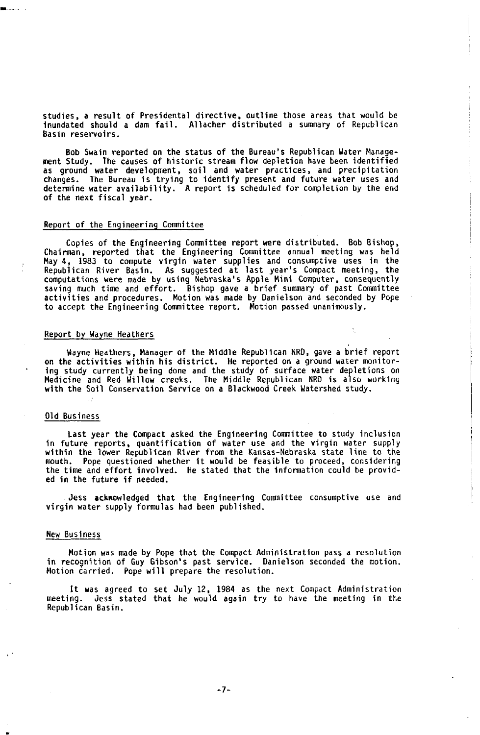studies, a result of Presidental directive, outline those areas that would be inundated should a dam fail. Allacher distributed a summary of Republican Basin reservoirs.

Bob Swain reported on the status of the Bureau's Republican Water Management Study. The causes of historic stream flow depletion have been identified as ground water development, soil and water practices, and precipitation changes. The Bureau is trying to identify present and future water uses and determine water availability. A report is scheduled for completion by the end of the next fiscal year.

## Report of the Engineering Committee

Copies of the Engineering Committee report were distributed. Bob Bishop, Chairman, reported that the Engineering Committee annual meeting was held May 4, 1983 to compute virgin water supplies and consumptive uses in the Republican River Basin. As suggested at last year's Compact meeting, the computations were made by using Nebraska's Apple Mini Computer, consequently saving much time and effort. Bishop gave a brief summary of past Committee activities and procedures. Motion was made by Danielson and seconded by Pope to accept the Engineering Committee report. Motion passed unanimously.

## Report by Wayne Heathers

Wayne Heathers, Manager of the Middle Republican NRD, gave a brief report on the activities within his district. He reported on a ground water monitoring study currently being done and the study of surface water depletions on Medicine and Red Willow creeks. The Middle Republican NRD is also working with the Soil Conservation Service on a Blackwood Creek Watershed study.

## Old Business

Last year the Compact asked the Engineering Committee to study inclusion in future reports, quantification of water use and the virgin water supply within the lower Republican River from the Kansas-Nebraska state line to the mouth. Pope questioned whether it would be feasible to proceed, considering the time and effort involved. He stated that the information could be provided in the future if needed.

Jess acknowledged that the Engineering Committee consumptive use and virgin water supply formulas had been published.

## New Business

Motion was made by Pope that the Compact Administration pass a resolution in recognition of Guy Gibson's past service. Danielson seconded the motion. Motion carried. Pope will prepare the resolution.

It was agreed to set July 12, 1984 as the next Compact Administration meeting. Jess stated that he would again try to have the meeting in the Republican Basin.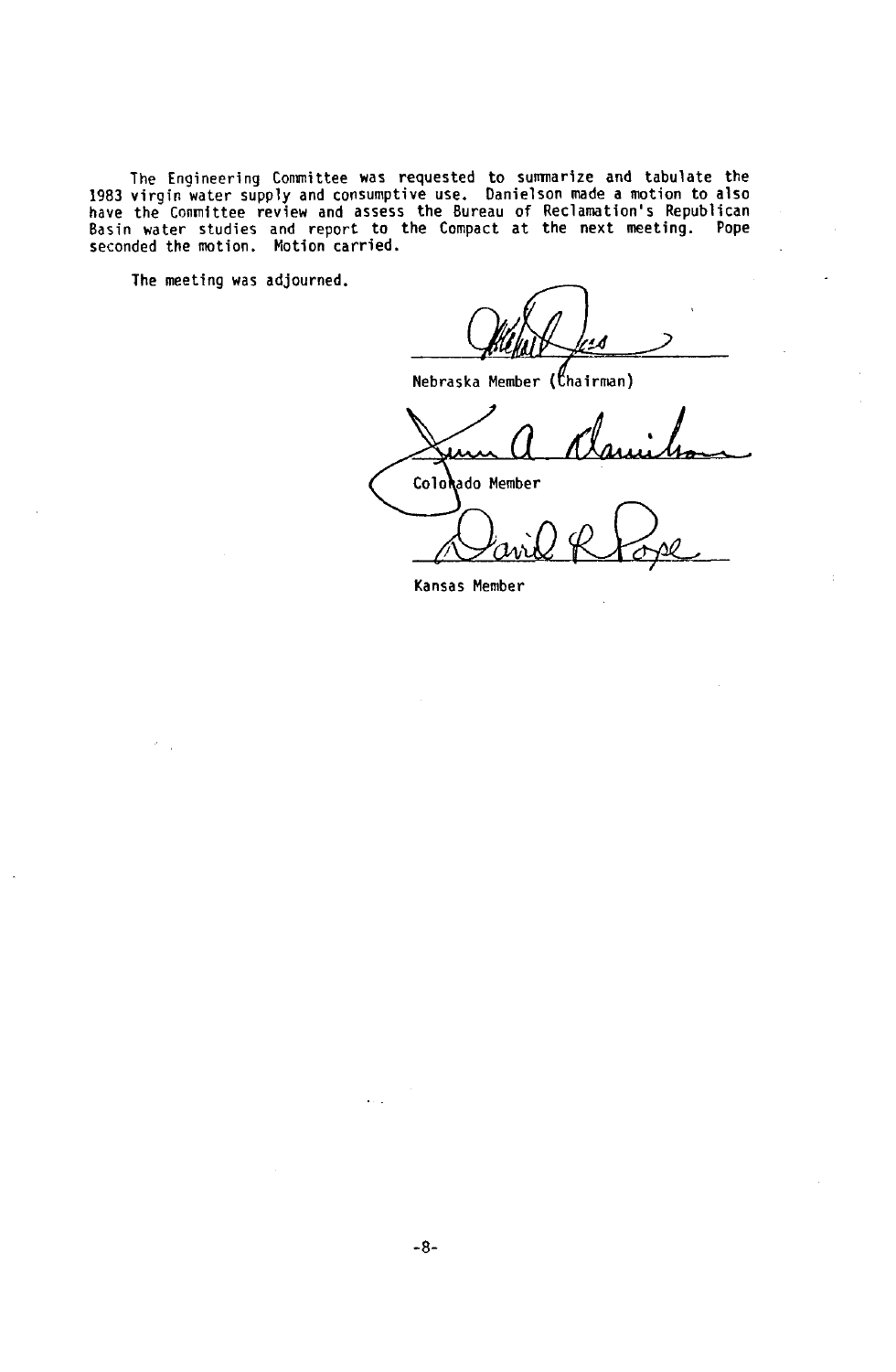The Engineering Committee was requested to summarize and tabulate the 1983 virgin water supply and consumptive use. Danielson made a motion to also have the Committee review and assess the Bureau of Reclamation's Republican Basin water studies and report to the Compact at the next meeting. Pope seconded the motion. Motion carried.

The meeting was adjourned.

Nebraska Member (Chairman)

Colorado Member

Kansas Member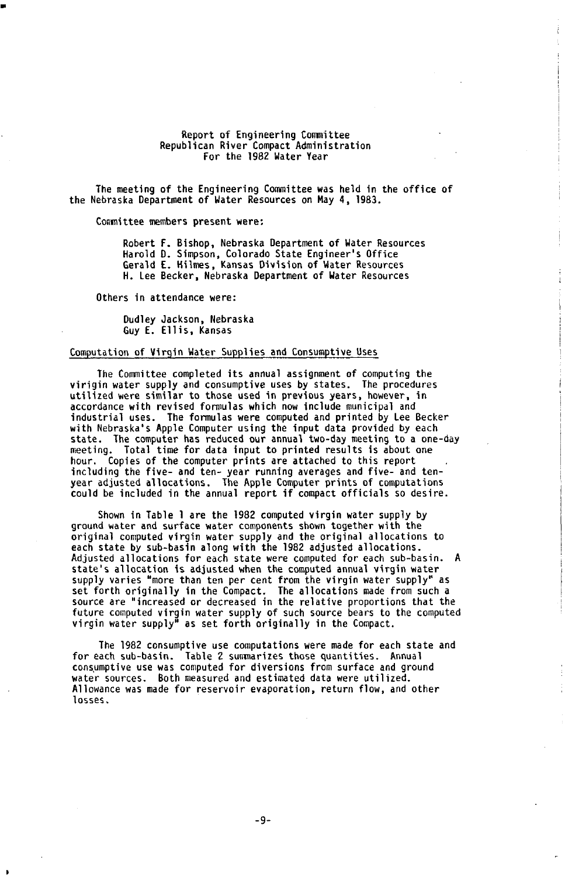# Report of Engineering Committee
## Republican River Compact Administration
### For the 1982 Water Year

The meeting of the Engineering Committee was held in the office of the Nebraska Department of Water Resources on May 4, 1983.

Committee members present were:

Robert F. Bishop, Nebraska Department of Water Resources
Harold D. Simpson, Colorado State Engineer's Office
Gerald E. Hilmes, Kansas Division of Water Resources
H. Lee Becker, Nebraska Department of Water Resources

Others in attendance were:

Dudley Jackson, Nebraska
Guy E. Ellis, Kansas

Computation of Virgin Water Supplies and Consumptive Uses

The Committee completed its annual assignment of computing the virigin water supply and consumptive uses by states. The procedures utilized were similar to those used in previous years, however, in accordance with revised formulas which now include municipal and industrial uses. The formulas were computed and printed by Lee Becker with Nebraska's Apple Computer using the input data provided by each state. The computer has reduced our annual two-day meeting to a one-day meeting. Total time for data input to printed results is about one hour. Copies of the computer prints are attached to this report including the five- and ten- year running averages and five- and ten-year adjusted allocations. The Apple Computer prints of computations could be included in the annual report if compact officials so desire.

Shown in Table 1 are the 1982 computed virgin water supply by ground water and surface water components shown together with the original computed virgin water supply and the original allocations to each state by sub-basin along with the 1982 adjusted allocations. Adjusted allocations for each state were computed for each sub-basin. A state's allocation is adjusted when the computed annual virgin water supply varies "more than ten per cent from the virgin water supply" as set forth originally in the Compact. The allocations made from such a source are "increased or decreased in the relative proportions that the future computed virgin water supply of such source bears to the computed virgin water supply" as set forth originally in the Compact.

The 1982 consumptive use computations were made for each state and for each sub-basin. Table 2 summarizes those quantities. Annual consumptive use was computed for diversions from surface and ground water sources. Both measured and estimated data were utilized. Allowance was made for reservoir evaporation, return flow, and other losses.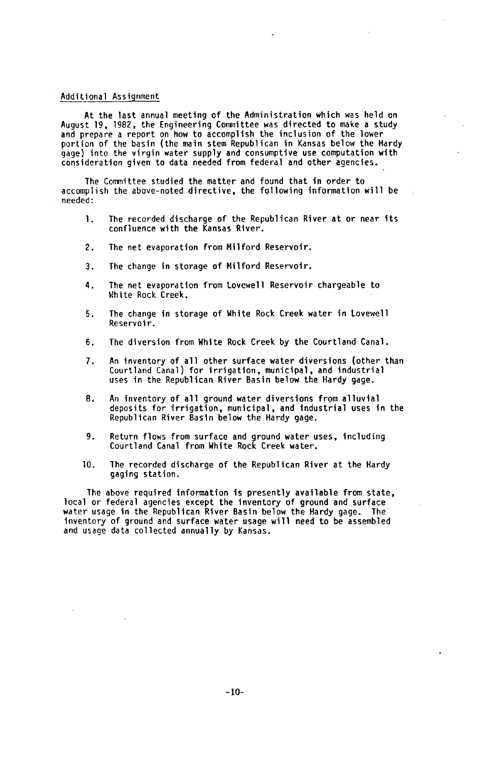## Additional Assignment

At the last annual meeting of the Administration which was held on August 19, 1982, the Engineering Committee was directed to make a study and prepare a report on how to accomplish the inclusion of the lower portion of the basin (the main stem Republican in Kansas below the Hardy gage) into the virgin water supply and consumptive use computation with consideration given to data needed from federal and other agencies.

The Committee studied the matter and found that in order to accomplish the above-noted directive, the following information will be needed:

1. The recorded discharge of the Republican River at or near its confluence with the Kansas River.
2. The net evaporation from Milford Reservoir.
3. The change in storage of Milford Reservoir.
4. The net evaporation from Lovewell Reservoir chargeable to White Rock Creek.
5. The change in storage of White Rock Creek water in Lovewell Reservoir.
6. The diversion from White Rock Creek by the Courtland Canal.
7. An inventory of all other surface water diversions (other than Courtland Canal) for irrigation, municipal, and industrial uses in the Republican River Basin below the Hardy gage.
8. An inventory of all ground water diversions from alluvial deposits for irrigation, municipal, and industrial uses in the Republican River Basin below the Hardy gage.
9. Return flows from surface and ground water uses, including Courtland Canal from White Rock Creek water.
10. The recorded discharge of the Republican River at the Hardy gaging station.

The above required information is presently available from state, local or federal agencies except the inventory of ground and surface water usage in the Republican River Basin below the Hardy gage. The inventory of ground and surface water usage will need to be assembled and usage data collected annually by Kansas.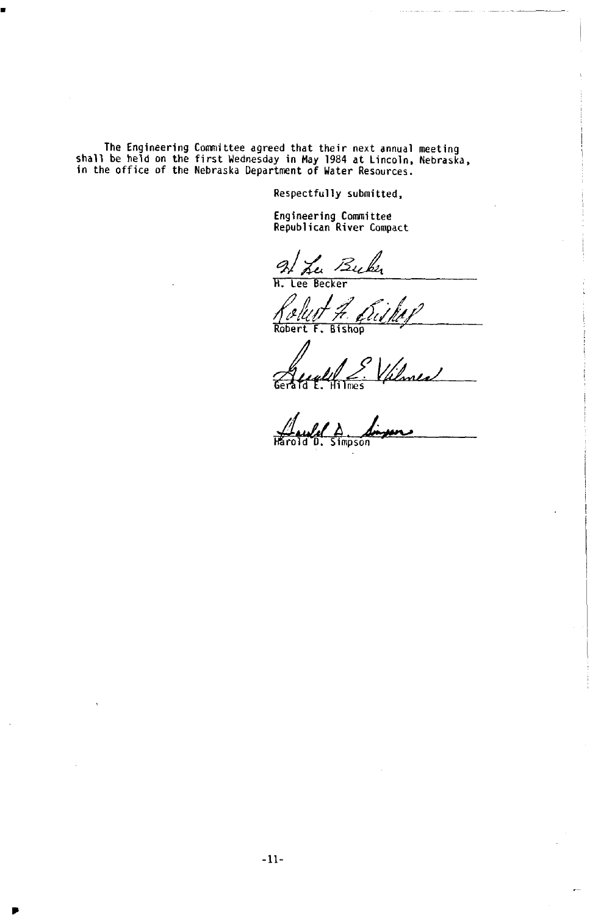The Engineering Committee agreed that their next annual meeting shall be held on the first Wednesday in May 1984 at Lincoln, Nebraska, in the office of the Nebraska Department of Water Resources.

Respectfully submitted,

Engineering Committee
Republican River Compact

H. Lee Becker

Robert F. Bishop

Gerald E. Hilmes

Harold D. Simpson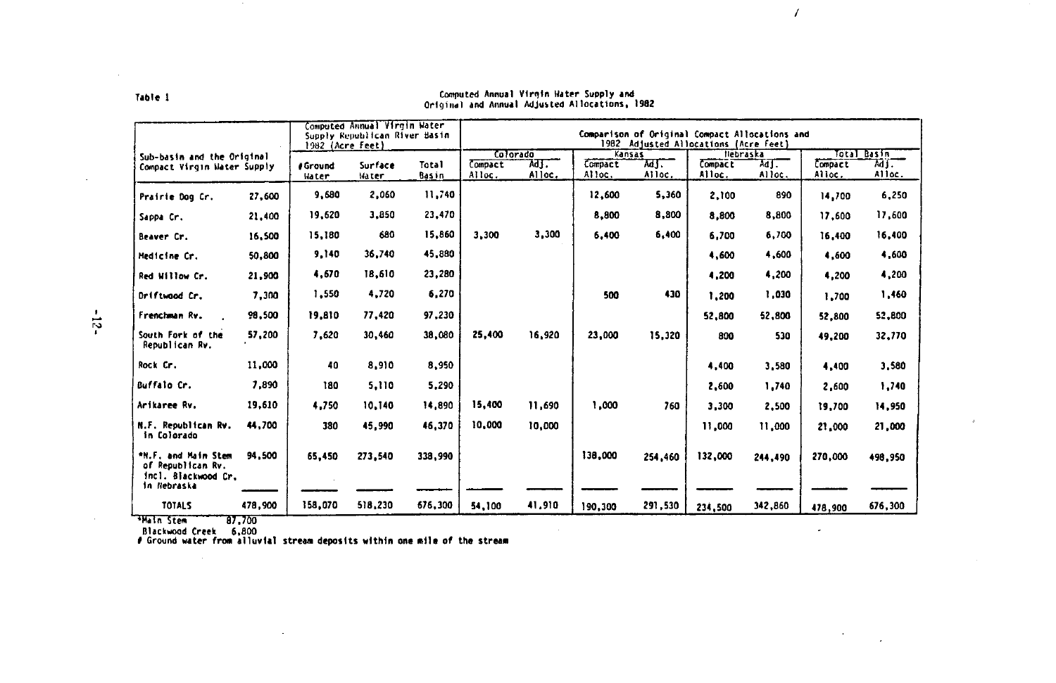Table 1

Computed Annual Virgin Water Supply and
Original and Annual Adjusted Allocations, 1982

| Sub-basin and the Original Compact Virgin Water Supply | | Computed Annual Virgin Water Supply Republican River Basin 1982 (Acre Feet) | | | Comparison of Original Compact Allocations and 1982 Adjusted Allocations (Acre Feet) | | | | | | | |
|---|---|---|---|---|---|---|---|---|---|---|---|---|
| | | | | | Colorado | | Kansas | | Nebraska | | Total Basin | |
| | | #Ground Water | Surface Water | Total Basin | Compact Alloc. | Adj. Alloc. | Compact Alloc. | Adj. Alloc. | Compact Alloc. | Adj. Alloc. | Compact Alloc. | Adj. Alloc. |
| Prairie Dog Cr. | 27,600 | 9,680 | 2,060 | 11,740 | | | 12,600 | 5,360 | 2,100 | 890 | 14,700 | 6,250 |
| Sappa Cr. | 21,400 | 19,620 | 3,850 | 23,470 | | | 8,800 | 8,800 | 8,800 | 8,800 | 17,600 | 17,600 |
| Beaver Cr. | 16,500 | 15,180 | 680 | 15,860 | 3,300 | 3,300 | 6,400 | 6,400 | 6,700 | 6,700 | 16,400 | 16,400 |
| Medicine Cr. | 50,800 | 9,140 | 36,740 | 45,880 | | | | | 4,600 | 4,600 | 4,600 | 4,600 |
| Red Willow Cr. | 21,900 | 4,670 | 18,610 | 23,280 | | | | | 4,200 | 4,200 | 4,200 | 4,200 |
| Driftwood Cr. | 7,300 | 1,550 | 4,720 | 6,270 | | | 500 | 430 | 1,200 | 1,030 | 1,700 | 1,460 |
| Frenchman Rv. | 98,500 | 19,810 | 77,420 | 97,230 | | | | | 52,800 | 52,800 | 52,800 | 52,800 |
| South Fork of the Republican Rv. | 57,200 | 7,620 | 30,460 | 38,080 | 25,400 | 16,920 | 23,000 | 15,320 | 800 | 530 | 49,200 | 32,770 |
| Rock Cr. | 11,000 | 40 | 8,910 | 8,950 | | | | | 4,400 | 3,580 | 4,400 | 3,580 |
| Buffalo Cr. | 7,890 | 180 | 5,110 | 5,290 | | | | | 2,600 | 1,740 | 2,600 | 1,740 |
| Arikaree Rv. | 19,610 | 4,750 | 10,140 | 14,890 | 15,400 | 11,690 | 1,000 | 760 | 3,300 | 2,500 | 19,700 | 14,950 |
| N.F. Republican Rv. in Colorado | 44,700 | 380 | 45,990 | 46,370 | 10,000 | 10,000 | | | 11,000 | 11,000 | 21,000 | 21,000 |
| *N.F. and Main Stem of Republican Rv. incl. Blackwood Cr. in Nebraska | 94,500 | 65,450 | 273,540 | 338,990 | | | 138,000 | 254,460 | 132,000 | 244,490 | 270,000 | 498,950 |
| TOTALS | 478,900 | 158,070 | 518,230 | 676,300 | 54,100 | 41,910 | 190,300 | 291,530 | 234,500 | 342,860 | 478,900 | 676,300 |

*Main Stem 87,700
Blackwood Creek 6,800
# Ground water from alluvial stream deposits within one mile of the stream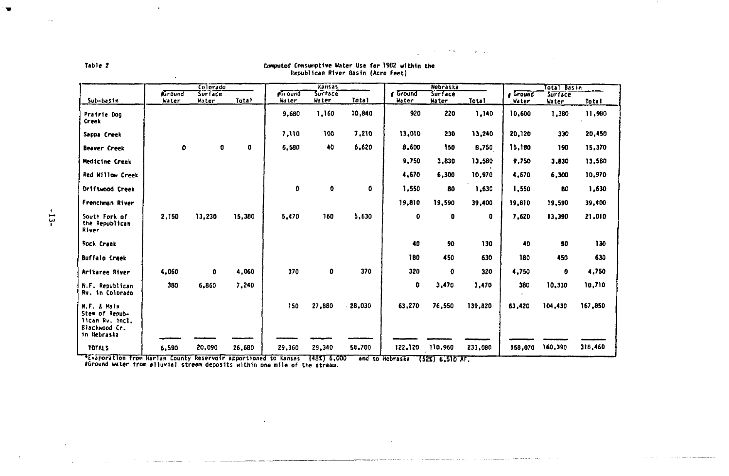Table 2

Computed Consumptive Water Use for 1982 within the Republican River Basin (Acre Feet)

| Sub-basin | Colorado | | | Kansas | | | Nebraska | | | Total Basin | | |
|---|---|---|---|---|---|---|---|---|---|---|---|---|
| | #Ground Water | Surface Water | Total | #Ground Water | Surface Water | Total | # Ground Water | Surface Water | Total | # Ground Water | Surface Water | Total |
| Prairie Dog Creek | | | | 9,680 | 1,160 | 10,840 | 920 | 220 | 1,140 | 10,600 | 1,380 | 11,980 |
| Sappa Creek | | | | 7,110 | 100 | 7,210 | 13,010 | 230 | 13,240 | 20,120 | 330 | 20,450 |
| Beaver Creek | 0 | 0 | 0 | 6,580 | 40 | 6,620 | 8,600 | 150 | 8,750 | 15,180 | 190 | 15,370 |
| Medicine Creek | | | | | | | 9,750 | 3,830 | 13,580 | 9,750 | 3,830 | 13,580 |
| Red Willow Creek | | | | | | | 4,670 | 6,300 | 10,970 | 4,670 | 6,300 | 10,970 |
| Driftwood Creek | | | | 0 | 0 | 0 | 1,550 | 80 | 1,630 | 1,550 | 80 | 1,630 |
| Frenchman River | | | | | | | 19,810 | 19,590 | 39,400 | 19,810 | 19,590 | 39,400 |
| South Fork of the Republican River | 2,150 | 13,230 | 15,380 | 5,470 | 160 | 5,630 | 0 | 0 | 0 | 7,620 | 13,390 | 21,010 |
| Rock Creek | | | | | | | 40 | 90 | 130 | 40 | 90 | 130 |
| Buffalo Creek | | | | | | | 180 | 450 | 630 | 180 | 450 | 630 |
| Arikaree River | 4,060 | 0 | 4,060 | 370 | 0 | 370 | 320 | 0 | 320 | 4,750 | 0 | 4,750 |
| N.F. Republican Rv. in Colorado | 380 | 6,860 | 7,240 | | | | 0 | 3,470 | 3,470 | 380 | 10,330 | 10,710 |
| N.F. & Main Stem of Republican Rv. incl. Blackwood Cr. in Nebraska | | | | 150 | 27,880 | 28,030 | 63,270 | 76,550 | 139,820 | 63,420 | 104,430 | 167,850 |
| TOTALS | 6,590 | 20,090 | 26,680 | 29,360 | 29,340 | 58,700 | 122,120 | 110,960 | 233,080 | 158,070 | 160,390 | 318,460 |

*Evaporation from Harlan County Reservoir apportioned to Kansas (48%) 6,000 and to Nebraska (52%) 6,510 AF.
#Ground water from alluvial stream deposits within one mile of the stream.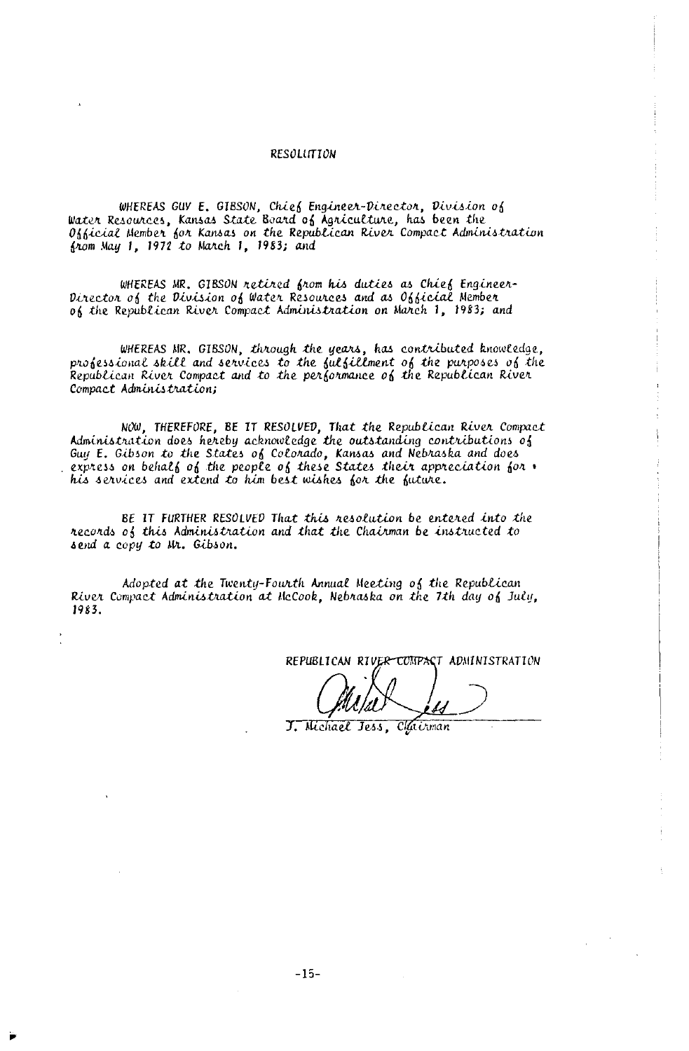# RESOLUTION

WHEREAS GUY E. GIBSON, Chief Engineer-Director, Division of Water Resources, Kansas State Board of Agriculture, has been the Official Member for Kansas on the Republican River Compact Administration from May 1, 1972 to March 1, 1983; and

WHEREAS MR. GIBSON retired from his duties as Chief Engineer-Director of the Division of Water Resources and as Official Member of the Republican River Compact Administration on March 1, 1983; and

WHEREAS MR. GIBSON, through the years, has contributed knowledge, professional skill and services to the fulfillment of the purposes of the Republican River Compact and to the performance of the Republican River Compact Administration;

NOW, THEREFORE, BE IT RESOLVED, That the Republican River Compact Administration does hereby acknowledge the outstanding contributions of Guy E. Gibson to the States of Colorado, Kansas and Nebraska and does express on behalf of the people of these States their appreciation for his services and extend to him best wishes for the future.

BE IT FURTHER RESOLVED That this resolution be entered into the records of this Administration and that the Chairman be instructed to send a copy to Mr. Gibson.

Adopted at the Twenty-Fourth Annual Meeting of the Republican River Compact Administration at McCook, Nebraska on the 7th day of July, 1983.

REPUBLICAN RIVER COMPACT ADMINISTRATION

J. Michael Jess, Chairman